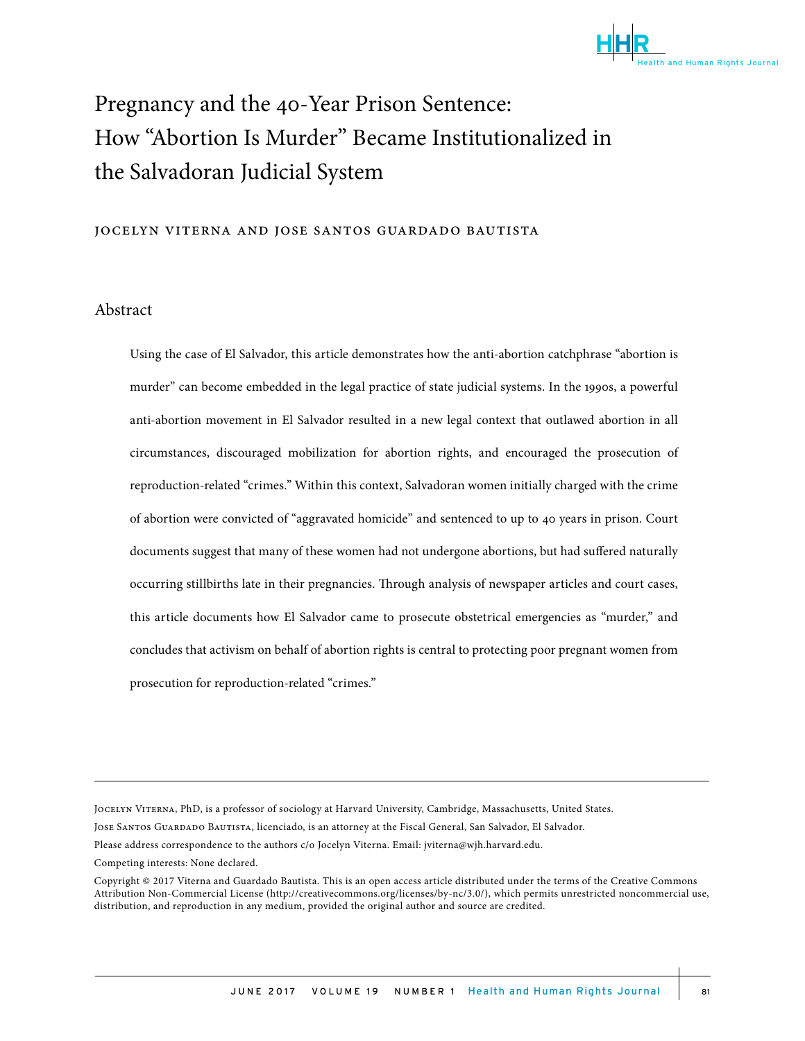# Pregnancy and the 40-Year Prison Sentence: How "Abortion Is Murder" Became Institutionalized in the Salvadoran Judicial System

JOCELYN VITERNA AND JOSE SANTOS GUARDADO BAUTISTA

## Abstract

Using the case of El Salvador, this article demonstrates how the anti-abortion catchphrase "abortion is murder" can become embedded in the legal practice of state judicial systems. In the 1990s, a powerful anti-abortion movement in El Salvador resulted in a new legal context that outlawed abortion in all circumstances, discouraged mobilization for abortion rights, and encouraged the prosecution of reproduction-related "crimes." Within this context, Salvadoran women initially charged with the crime of abortion were convicted of "aggravated homicide" and sentenced to up to 40 years in prison. Court documents suggest that many of these women had not undergone abortions, but had suffered naturally occurring stillbirths late in their pregnancies. Through analysis of newspaper articles and court cases, this article documents how El Salvador came to prosecute obstetrical emergencies as "murder," and concludes that activism on behalf of abortion rights is central to protecting poor pregnant women from prosecution for reproduction-related "crimes."

---

Jocelyn Viterna, PhD, is a professor of sociology at Harvard University, Cambridge, Massachusetts, United States.

Jose Santos Guardado Bautista, licenciado, is an attorney at the Fiscal General, San Salvador, El Salvador.

Please address correspondence to the authors c/o Jocelyn Viterna. Email: jviterna@wjh.harvard.edu.

Competing interests: None declared.

Copyright © 2017 Viterna and Guardado Bautista. This is an open access article distributed under the terms of the Creative Commons Attribution Non-Commercial License (http://creativecommons.org/licenses/by-nc/3.0/), which permits unrestricted noncommercial use, distribution, and reproduction in any medium, provided the original author and source are credited.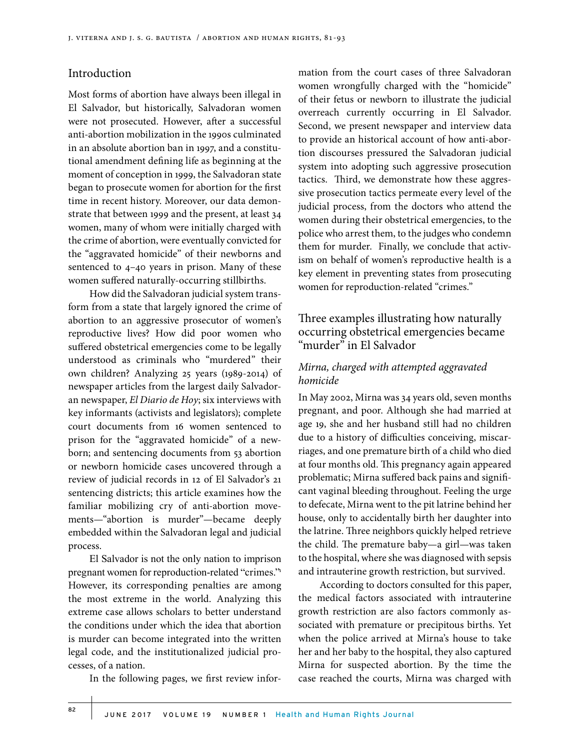## Introduction

Most forms of abortion have always been illegal in El Salvador, but historically, Salvadoran women were not prosecuted. However, after a successful anti-abortion mobilization in the 1990s culminated in an absolute abortion ban in 1997, and a constitutional amendment defining life as beginning at the moment of conception in 1999, the Salvadoran state began to prosecute women for abortion for the first time in recent history. Moreover, our data demonstrate that between 1999 and the present, at least 34 women, many of whom were initially charged with the crime of abortion, were eventually convicted for the "aggravated homicide" of their newborns and sentenced to 4–40 years in prison. Many of these women suffered naturally-occurring stillbirths.

How did the Salvadoran judicial system transform from a state that largely ignored the crime of abortion to an aggressive prosecutor of women's reproductive lives? How did poor women who suffered obstetrical emergencies come to be legally understood as criminals who "murdered" their own children? Analyzing 25 years (1989-2014) of newspaper articles from the largest daily Salvadoran newspaper, *El Diario de Hoy*; six interviews with key informants (activists and legislators); complete court documents from 16 women sentenced to prison for the "aggravated homicide" of a newborn; and sentencing documents from 53 abortion or newborn homicide cases uncovered through a review of judicial records in 12 of El Salvador's 21 sentencing districts; this article examines how the familiar mobilizing cry of anti-abortion movements—"abortion is murder"—became deeply embedded within the Salvadoran legal and judicial process.

El Salvador is not the only nation to imprison pregnant women for reproduction-related "crimes."[1] However, its corresponding penalties are among the most extreme in the world. Analyzing this extreme case allows scholars to better understand the conditions under which the idea that abortion is murder can become integrated into the written legal code, and the institutionalized judicial processes, of a nation.

In the following pages, we first review information from the court cases of three Salvadoran women wrongfully charged with the "homicide" of their fetus or newborn to illustrate the judicial overreach currently occurring in El Salvador. Second, we present newspaper and interview data to provide an historical account of how anti-abortion discourses pressured the Salvadoran judicial system into adopting such aggressive prosecution tactics. Third, we demonstrate how these aggressive prosecution tactics permeate every level of the judicial process, from the doctors who attend the women during their obstetrical emergencies, to the police who arrest them, to the judges who condemn them for murder. Finally, we conclude that activism on behalf of women's reproductive health is a key element in preventing states from prosecuting women for reproduction-related "crimes."

## Three examples illustrating how naturally occurring obstetrical emergencies became "murder" in El Salvador

### *Mirna, charged with attempted aggravated homicide*

In May 2002, Mirna was 34 years old, seven months pregnant, and poor. Although she had married at age 19, she and her husband still had no children due to a history of difficulties conceiving, miscarriages, and one premature birth of a child who died at four months old. This pregnancy again appeared problematic; Mirna suffered back pains and significant vaginal bleeding throughout. Feeling the urge to defecate, Mirna went to the pit latrine behind her house, only to accidentally birth her daughter into the latrine. Three neighbors quickly helped retrieve the child. The premature baby—a girl—was taken to the hospital, where she was diagnosed with sepsis and intrauterine growth restriction, but survived.

According to doctors consulted for this paper, the medical factors associated with intrauterine growth restriction are also factors commonly associated with premature or precipitous births. Yet when the police arrived at Mirna's house to take her and her baby to the hospital, they also captured Mirna for suspected abortion. By the time the case reached the courts, Mirna was charged with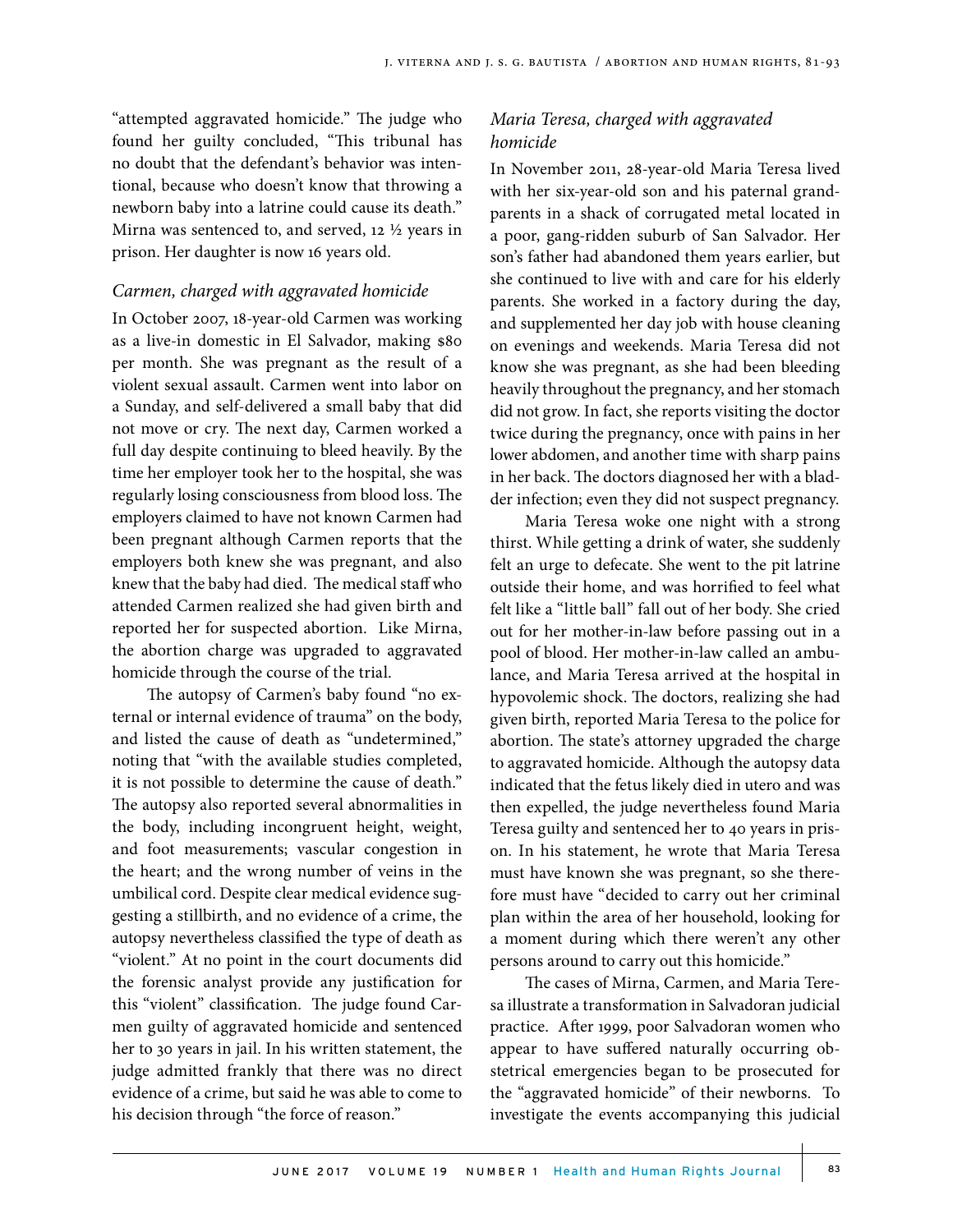"attempted aggravated homicide." The judge who found her guilty concluded, "This tribunal has no doubt that the defendant's behavior was intentional, because who doesn't know that throwing a newborn baby into a latrine could cause its death." Mirna was sentenced to, and served, 12 ½ years in prison. Her daughter is now 16 years old.

### *Carmen, charged with aggravated homicide*

In October 2007, 18-year-old Carmen was working as a live-in domestic in El Salvador, making $80 per month. She was pregnant as the result of a violent sexual assault. Carmen went into labor on a Sunday, and self-delivered a small baby that did not move or cry. The next day, Carmen worked a full day despite continuing to bleed heavily. By the time her employer took her to the hospital, she was regularly losing consciousness from blood loss. The employers claimed to have not known Carmen had been pregnant although Carmen reports that the employers both knew she was pregnant, and also knew that the baby had died. The medical staff who attended Carmen realized she had given birth and reported her for suspected abortion. Like Mirna, the abortion charge was upgraded to aggravated homicide through the course of the trial.

The autopsy of Carmen's baby found "no external or internal evidence of trauma" on the body, and listed the cause of death as "undetermined," noting that "with the available studies completed, it is not possible to determine the cause of death." The autopsy also reported several abnormalities in the body, including incongruent height, weight, and foot measurements; vascular congestion in the heart; and the wrong number of veins in the umbilical cord. Despite clear medical evidence suggesting a stillbirth, and no evidence of a crime, the autopsy nevertheless classified the type of death as "violent." At no point in the court documents did the forensic analyst provide any justification for this "violent" classification. The judge found Carmen guilty of aggravated homicide and sentenced her to 30 years in jail. In his written statement, the judge admitted frankly that there was no direct evidence of a crime, but said he was able to come to his decision through "the force of reason."

### *Maria Teresa, charged with aggravated homicide*

In November 2011, 28-year-old Maria Teresa lived with her six-year-old son and his paternal grandparents in a shack of corrugated metal located in a poor, gang-ridden suburb of San Salvador. Her son's father had abandoned them years earlier, but she continued to live with and care for his elderly parents. She worked in a factory during the day, and supplemented her day job with house cleaning on evenings and weekends. Maria Teresa did not know she was pregnant, as she had been bleeding heavily throughout the pregnancy, and her stomach did not grow. In fact, she reports visiting the doctor twice during the pregnancy, once with pains in her lower abdomen, and another time with sharp pains in her back. The doctors diagnosed her with a bladder infection; even they did not suspect pregnancy.

Maria Teresa woke one night with a strong thirst. While getting a drink of water, she suddenly felt an urge to defecate. She went to the pit latrine outside their home, and was horrified to feel what felt like a "little ball" fall out of her body. She cried out for her mother-in-law before passing out in a pool of blood. Her mother-in-law called an ambulance, and Maria Teresa arrived at the hospital in hypovolemic shock. The doctors, realizing she had given birth, reported Maria Teresa to the police for abortion. The state's attorney upgraded the charge to aggravated homicide. Although the autopsy data indicated that the fetus likely died in utero and was then expelled, the judge nevertheless found Maria Teresa guilty and sentenced her to 40 years in prison. In his statement, he wrote that Maria Teresa must have known she was pregnant, so she therefore must have "decided to carry out her criminal plan within the area of her household, looking for a moment during which there weren't any other persons around to carry out this homicide."

The cases of Mirna, Carmen, and Maria Teresa illustrate a transformation in Salvadoran judicial practice. After 1999, poor Salvadoran women who appear to have suffered naturally occurring obstetrical emergencies began to be prosecuted for the "aggravated homicide" of their newborns. To investigate the events accompanying this judicial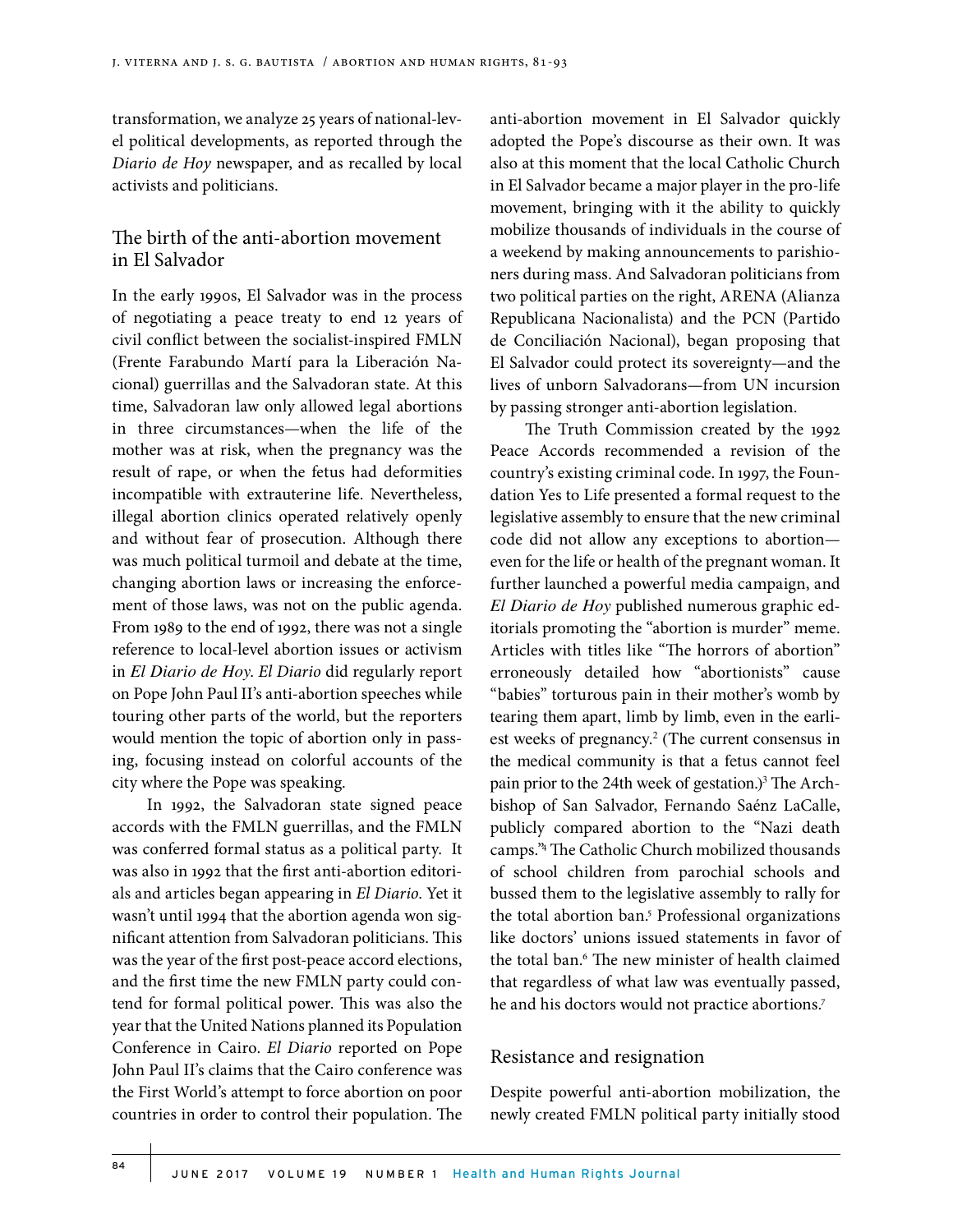transformation, we analyze 25 years of national-level political developments, as reported through the *Diario de Hoy* newspaper, and as recalled by local activists and politicians.

## The birth of the anti-abortion movement in El Salvador

In the early 1990s, El Salvador was in the process of negotiating a peace treaty to end 12 years of civil conflict between the socialist-inspired FMLN (Frente Farabundo Martí para la Liberación Nacional) guerrillas and the Salvadoran state. At this time, Salvadoran law only allowed legal abortions in three circumstances—when the life of the mother was at risk, when the pregnancy was the result of rape, or when the fetus had deformities incompatible with extrauterine life. Nevertheless, illegal abortion clinics operated relatively openly and without fear of prosecution. Although there was much political turmoil and debate at the time, changing abortion laws or increasing the enforcement of those laws, was not on the public agenda. From 1989 to the end of 1992, there was not a single reference to local-level abortion issues or activism in *El Diario de Hoy*. *El Diario* did regularly report on Pope John Paul II's anti-abortion speeches while touring other parts of the world, but the reporters would mention the topic of abortion only in passing, focusing instead on colorful accounts of the city where the Pope was speaking.

In 1992, the Salvadoran state signed peace accords with the FMLN guerrillas, and the FMLN was conferred formal status as a political party. It was also in 1992 that the first anti-abortion editorials and articles began appearing in *El Diario*. Yet it wasn't until 1994 that the abortion agenda won significant attention from Salvadoran politicians. This was the year of the first post-peace accord elections, and the first time the new FMLN party could contend for formal political power. This was also the year that the United Nations planned its Population Conference in Cairo. *El Diario* reported on Pope John Paul II's claims that the Cairo conference was the First World's attempt to force abortion on poor countries in order to control their population. The anti-abortion movement in El Salvador quickly adopted the Pope's discourse as their own. It was also at this moment that the local Catholic Church in El Salvador became a major player in the pro-life movement, bringing with it the ability to quickly mobilize thousands of individuals in the course of a weekend by making announcements to parishioners during mass. And Salvadoran politicians from two political parties on the right, ARENA (Alianza Republicana Nacionalista) and the PCN (Partido de Conciliación Nacional), began proposing that El Salvador could protect its sovereignty—and the lives of unborn Salvadorans—from UN incursion by passing stronger anti-abortion legislation.

The Truth Commission created by the 1992 Peace Accords recommended a revision of the country's existing criminal code. In 1997, the Foundation Yes to Life presented a formal request to the legislative assembly to ensure that the new criminal code did not allow any exceptions to abortion—even for the life or health of the pregnant woman. It further launched a powerful media campaign, and *El Diario de Hoy* published numerous graphic editorials promoting the "abortion is murder" meme. Articles with titles like "The horrors of abortion" erroneously detailed how "abortionists" cause "babies" torturous pain in their mother's womb by tearing them apart, limb by limb, even in the earliest weeks of pregnancy.[2] (The current consensus in the medical community is that a fetus cannot feel pain prior to the 24th week of gestation.)[3] The Archbishop of San Salvador, Fernando Saénz LaCalle, publicly compared abortion to the "Nazi death camps."[4] The Catholic Church mobilized thousands of school children from parochial schools and bussed them to the legislative assembly to rally for the total abortion ban.[5] Professional organizations like doctors' unions issued statements in favor of the total ban.[6] The new minister of health claimed that regardless of what law was eventually passed, he and his doctors would not practice abortions.[7]

## Resistance and resignation

Despite powerful anti-abortion mobilization, the newly created FMLN political party initially stood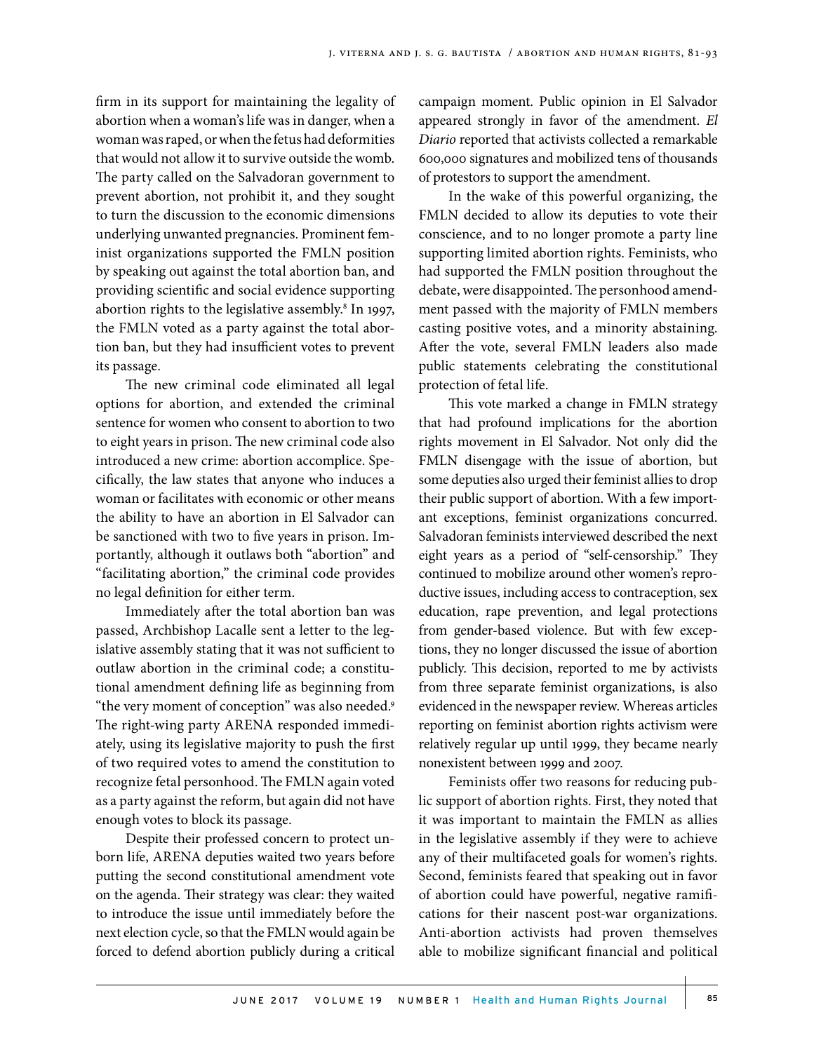firm in its support for maintaining the legality of abortion when a woman's life was in danger, when a woman was raped, or when the fetus had deformities that would not allow it to survive outside the womb. The party called on the Salvadoran government to prevent abortion, not prohibit it, and they sought to turn the discussion to the economic dimensions underlying unwanted pregnancies. Prominent feminist organizations supported the FMLN position by speaking out against the total abortion ban, and providing scientific and social evidence supporting abortion rights to the legislative assembly.[8] In 1997, the FMLN voted as a party against the total abortion ban, but they had insufficient votes to prevent its passage.

The new criminal code eliminated all legal options for abortion, and extended the criminal sentence for women who consent to abortion to two to eight years in prison. The new criminal code also introduced a new crime: abortion accomplice. Specifically, the law states that anyone who induces a woman or facilitates with economic or other means the ability to have an abortion in El Salvador can be sanctioned with two to five years in prison. Importantly, although it outlaws both "abortion" and "facilitating abortion," the criminal code provides no legal definition for either term.

Immediately after the total abortion ban was passed, Archbishop Lacalle sent a letter to the legislative assembly stating that it was not sufficient to outlaw abortion in the criminal code; a constitutional amendment defining life as beginning from "the very moment of conception" was also needed.[9] The right-wing party ARENA responded immediately, using its legislative majority to push the first of two required votes to amend the constitution to recognize fetal personhood. The FMLN again voted as a party against the reform, but again did not have enough votes to block its passage.

Despite their professed concern to protect unborn life, ARENA deputies waited two years before putting the second constitutional amendment vote on the agenda. Their strategy was clear: they waited to introduce the issue until immediately before the next election cycle, so that the FMLN would again be forced to defend abortion publicly during a critical campaign moment. Public opinion in El Salvador appeared strongly in favor of the amendment. *El Diario* reported that activists collected a remarkable 600,000 signatures and mobilized tens of thousands of protestors to support the amendment.

In the wake of this powerful organizing, the FMLN decided to allow its deputies to vote their conscience, and to no longer promote a party line supporting limited abortion rights. Feminists, who had supported the FMLN position throughout the debate, were disappointed. The personhood amendment passed with the majority of FMLN members casting positive votes, and a minority abstaining. After the vote, several FMLN leaders also made public statements celebrating the constitutional protection of fetal life.

This vote marked a change in FMLN strategy that had profound implications for the abortion rights movement in El Salvador. Not only did the FMLN disengage with the issue of abortion, but some deputies also urged their feminist allies to drop their public support of abortion. With a few important exceptions, feminist organizations concurred. Salvadoran feminists interviewed described the next eight years as a period of "self-censorship." They continued to mobilize around other women's reproductive issues, including access to contraception, sex education, rape prevention, and legal protections from gender-based violence. But with few exceptions, they no longer discussed the issue of abortion publicly. This decision, reported to me by activists from three separate feminist organizations, is also evidenced in the newspaper review. Whereas articles reporting on feminist abortion rights activism were relatively regular up until 1999, they became nearly nonexistent between 1999 and 2007.

Feminists offer two reasons for reducing public support of abortion rights. First, they noted that it was important to maintain the FMLN as allies in the legislative assembly if they were to achieve any of their multifaceted goals for women's rights. Second, feminists feared that speaking out in favor of abortion could have powerful, negative ramifications for their nascent post-war organizations. Anti-abortion activists had proven themselves able to mobilize significant financial and political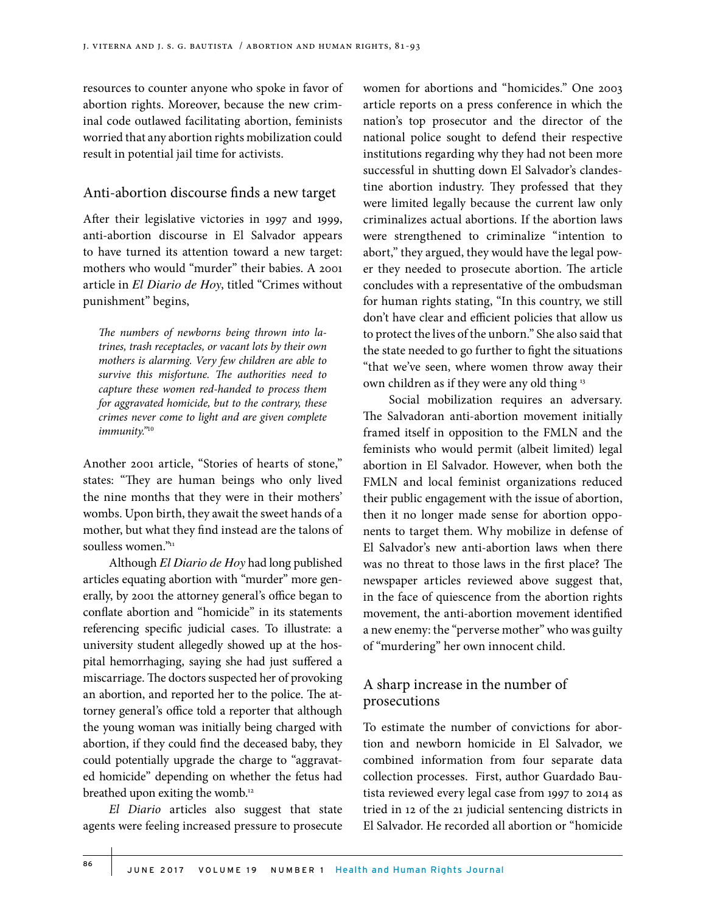resources to counter anyone who spoke in favor of abortion rights. Moreover, because the new criminal code outlawed facilitating abortion, feminists worried that any abortion rights mobilization could result in potential jail time for activists.

## Anti-abortion discourse finds a new target

After their legislative victories in 1997 and 1999, anti-abortion discourse in El Salvador appears to have turned its attention toward a new target: mothers who would "murder" their babies. A 2001 article in *El Diario de Hoy*, titled "Crimes without punishment" begins,

> *The numbers of newborns being thrown into latrines, trash receptacles, or vacant lots by their own mothers is alarming. Very few children are able to survive this misfortune. The authorities need to capture these women red-handed to process them for aggravated homicide, but to the contrary, these crimes never come to light and are given complete immunity.*"[10]

Another 2001 article, "Stories of hearts of stone," states: "They are human beings who only lived the nine months that they were in their mothers' wombs. Upon birth, they await the sweet hands of a mother, but what they find instead are the talons of soulless women."[11]

Although *El Diario de Hoy* had long published articles equating abortion with "murder" more generally, by 2001 the attorney general's office began to conflate abortion and "homicide" in its statements referencing specific judicial cases. To illustrate: a university student allegedly showed up at the hospital hemorrhaging, saying she had just suffered a miscarriage. The doctors suspected her of provoking an abortion, and reported her to the police. The attorney general's office told a reporter that although the young woman was initially being charged with abortion, if they could find the deceased baby, they could potentially upgrade the charge to "aggravated homicide" depending on whether the fetus had breathed upon exiting the womb.[12]

*El Diario* articles also suggest that state agents were feeling increased pressure to prosecute women for abortions and "homicides." One 2003 article reports on a press conference in which the nation's top prosecutor and the director of the national police sought to defend their respective institutions regarding why they had not been more successful in shutting down El Salvador's clandestine abortion industry. They professed that they were limited legally because the current law only criminalizes actual abortions. If the abortion laws were strengthened to criminalize "intention to abort," they argued, they would have the legal power they needed to prosecute abortion. The article concludes with a representative of the ombudsman for human rights stating, "In this country, we still don't have clear and efficient policies that allow us to protect the lives of the unborn." She also said that the state needed to go further to fight the situations "that we've seen, where women throw away their own children as if they were any old thing [13]

Social mobilization requires an adversary. The Salvadoran anti-abortion movement initially framed itself in opposition to the FMLN and the feminists who would permit (albeit limited) legal abortion in El Salvador. However, when both the FMLN and local feminist organizations reduced their public engagement with the issue of abortion, then it no longer made sense for abortion opponents to target them. Why mobilize in defense of El Salvador's new anti-abortion laws when there was no threat to those laws in the first place? The newspaper articles reviewed above suggest that, in the face of quiescence from the abortion rights movement, the anti-abortion movement identified a new enemy: the "perverse mother" who was guilty of "murdering" her own innocent child.

## A sharp increase in the number of prosecutions

To estimate the number of convictions for abortion and newborn homicide in El Salvador, we combined information from four separate data collection processes. First, author Guardado Bautista reviewed every legal case from 1997 to 2014 as tried in 12 of the 21 judicial sentencing districts in El Salvador. He recorded all abortion or "homicide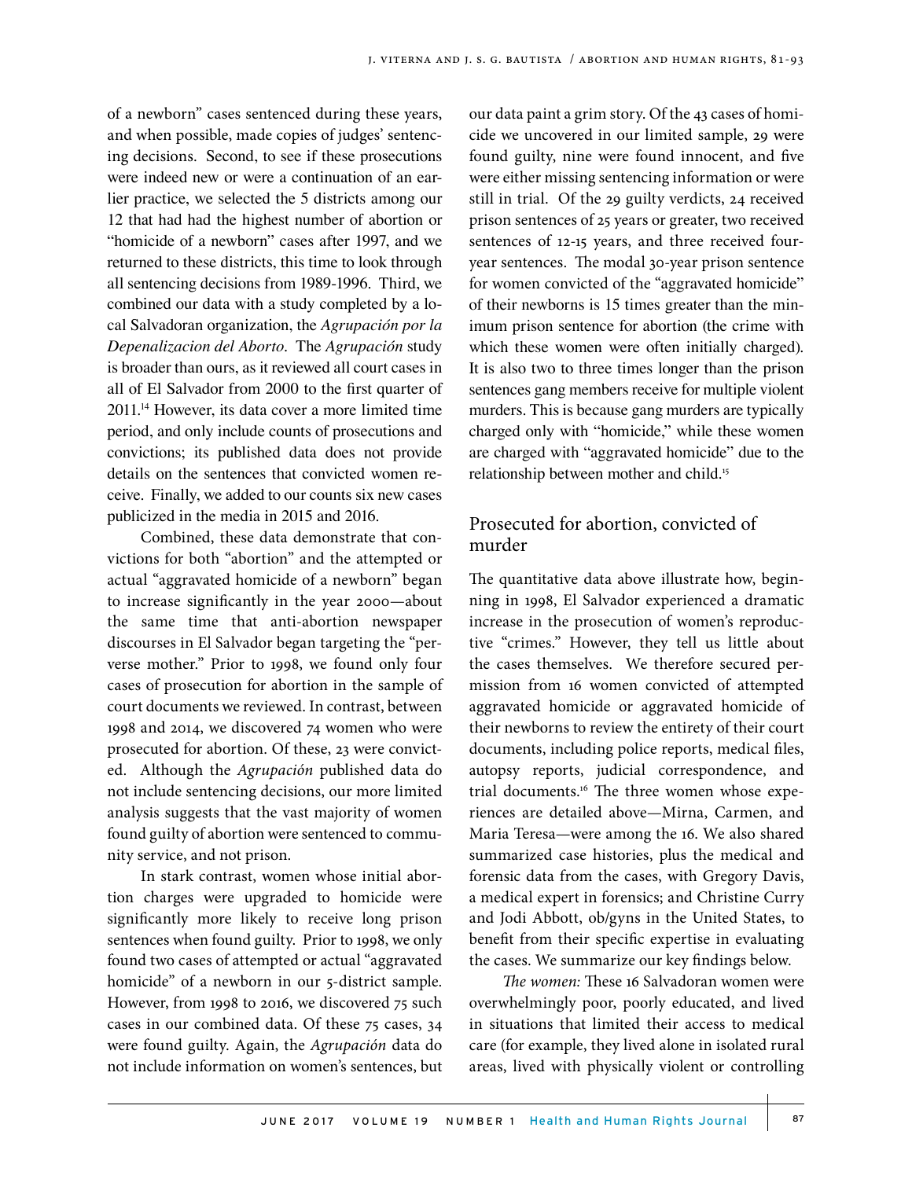of a newborn" cases sentenced during these years, and when possible, made copies of judges' sentencing decisions. Second, to see if these prosecutions were indeed new or were a continuation of an earlier practice, we selected the 5 districts among our 12 that had had the highest number of abortion or "homicide of a newborn" cases after 1997, and we returned to these districts, this time to look through all sentencing decisions from 1989-1996. Third, we combined our data with a study completed by a local Salvadoran organization, the *Agrupación por la Depenalizacion del Aborto*. The *Agrupación* study is broader than ours, as it reviewed all court cases in all of El Salvador from 2000 to the first quarter of 2011.[14] However, its data cover a more limited time period, and only include counts of prosecutions and convictions; its published data does not provide details on the sentences that convicted women receive. Finally, we added to our counts six new cases publicized in the media in 2015 and 2016.

Combined, these data demonstrate that convictions for both "abortion" and the attempted or actual "aggravated homicide of a newborn" began to increase significantly in the year 2000—about the same time that anti-abortion newspaper discourses in El Salvador began targeting the "perverse mother." Prior to 1998, we found only four cases of prosecution for abortion in the sample of court documents we reviewed. In contrast, between 1998 and 2014, we discovered 74 women who were prosecuted for abortion. Of these, 23 were convicted. Although the *Agrupación* published data do not include sentencing decisions, our more limited analysis suggests that the vast majority of women found guilty of abortion were sentenced to community service, and not prison.

In stark contrast, women whose initial abortion charges were upgraded to homicide were significantly more likely to receive long prison sentences when found guilty. Prior to 1998, we only found two cases of attempted or actual "aggravated homicide" of a newborn in our 5-district sample. However, from 1998 to 2016, we discovered 75 such cases in our combined data. Of these 75 cases, 34 were found guilty. Again, the *Agrupación* data do not include information on women's sentences, but our data paint a grim story. Of the 43 cases of homicide we uncovered in our limited sample, 29 were found guilty, nine were found innocent, and five were either missing sentencing information or were still in trial. Of the 29 guilty verdicts, 24 received prison sentences of 25 years or greater, two received sentences of 12-15 years, and three received four-year sentences. The modal 30-year prison sentence for women convicted of the "aggravated homicide" of their newborns is 15 times greater than the minimum prison sentence for abortion (the crime with which these women were often initially charged). It is also two to three times longer than the prison sentences gang members receive for multiple violent murders. This is because gang murders are typically charged only with "homicide," while these women are charged with "aggravated homicide" due to the relationship between mother and child.[15]

## Prosecuted for abortion, convicted of murder

The quantitative data above illustrate how, beginning in 1998, El Salvador experienced a dramatic increase in the prosecution of women's reproductive "crimes." However, they tell us little about the cases themselves. We therefore secured permission from 16 women convicted of attempted aggravated homicide or aggravated homicide of their newborns to review the entirety of their court documents, including police reports, medical files, autopsy reports, judicial correspondence, and trial documents.[16] The three women whose experiences are detailed above—Mirna, Carmen, and Maria Teresa—were among the 16. We also shared summarized case histories, plus the medical and forensic data from the cases, with Gregory Davis, a medical expert in forensics; and Christine Curry and Jodi Abbott, ob/gyns in the United States, to benefit from their specific expertise in evaluating the cases. We summarize our key findings below.

*The women:* These 16 Salvadoran women were overwhelmingly poor, poorly educated, and lived in situations that limited their access to medical care (for example, they lived alone in isolated rural areas, lived with physically violent or controlling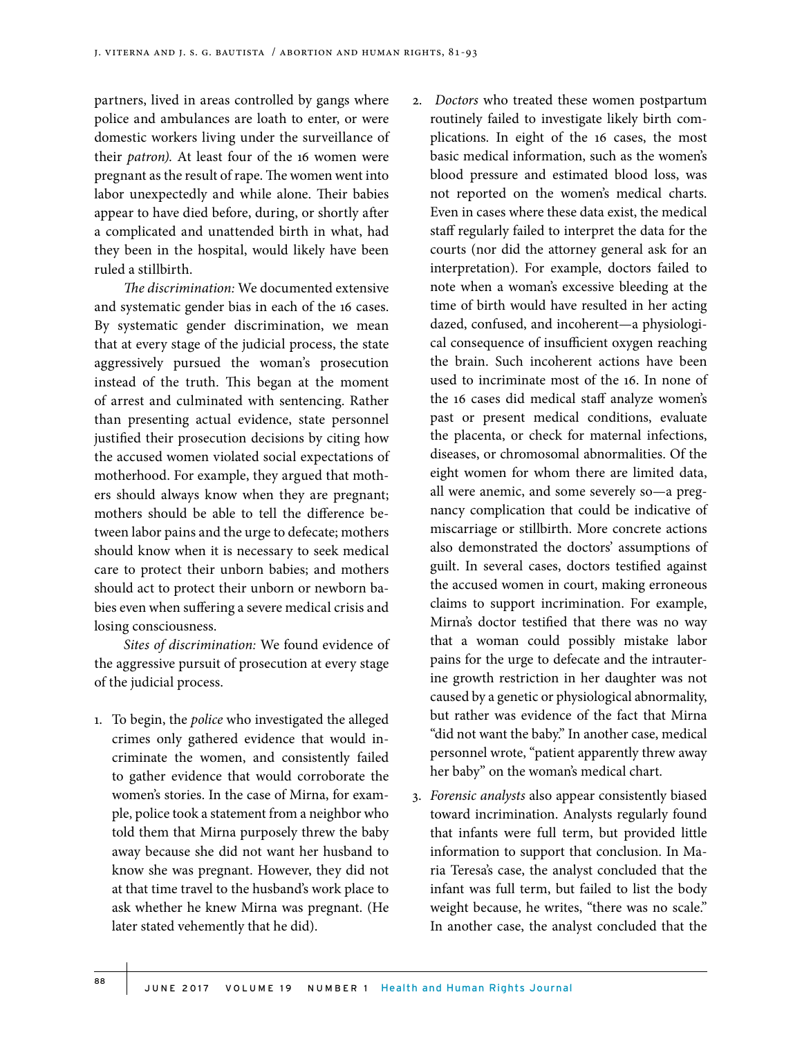partners, lived in areas controlled by gangs where police and ambulances are loath to enter, or were domestic workers living under the surveillance of their *patron).* At least four of the 16 women were pregnant as the result of rape. The women went into labor unexpectedly and while alone. Their babies appear to have died before, during, or shortly after a complicated and unattended birth in what, had they been in the hospital, would likely have been ruled a stillbirth.

*The discrimination:* We documented extensive and systematic gender bias in each of the 16 cases. By systematic gender discrimination, we mean that at every stage of the judicial process, the state aggressively pursued the woman's prosecution instead of the truth. This began at the moment of arrest and culminated with sentencing. Rather than presenting actual evidence, state personnel justified their prosecution decisions by citing how the accused women violated social expectations of motherhood. For example, they argued that mothers should always know when they are pregnant; mothers should be able to tell the difference between labor pains and the urge to defecate; mothers should know when it is necessary to seek medical care to protect their unborn babies; and mothers should act to protect their unborn or newborn babies even when suffering a severe medical crisis and losing consciousness.

*Sites of discrimination:* We found evidence of the aggressive pursuit of prosecution at every stage of the judicial process.

1. To begin, the *police* who investigated the alleged crimes only gathered evidence that would incriminate the women, and consistently failed to gather evidence that would corroborate the women's stories. In the case of Mirna, for example, police took a statement from a neighbor who told them that Mirna purposely threw the baby away because she did not want her husband to know she was pregnant. However, they did not at that time travel to the husband's work place to ask whether he knew Mirna was pregnant. (He later stated vehemently that he did).
2. *Doctors* who treated these women postpartum routinely failed to investigate likely birth complications. In eight of the 16 cases, the most basic medical information, such as the women's blood pressure and estimated blood loss, was not reported on the women's medical charts. Even in cases where these data exist, the medical staff regularly failed to interpret the data for the courts (nor did the attorney general ask for an interpretation). For example, doctors failed to note when a woman's excessive bleeding at the time of birth would have resulted in her acting dazed, confused, and incoherent—a physiological consequence of insufficient oxygen reaching the brain. Such incoherent actions have been used to incriminate most of the 16. In none of the 16 cases did medical staff analyze women's past or present medical conditions, evaluate the placenta, or check for maternal infections, diseases, or chromosomal abnormalities. Of the eight women for whom there are limited data, all were anemic, and some severely so—a pregnancy complication that could be indicative of miscarriage or stillbirth. More concrete actions also demonstrated the doctors' assumptions of guilt. In several cases, doctors testified against the accused women in court, making erroneous claims to support incrimination. For example, Mirna's doctor testified that there was no way that a woman could possibly mistake labor pains for the urge to defecate and the intrauterine growth restriction in her daughter was not caused by a genetic or physiological abnormality, but rather was evidence of the fact that Mirna "did not want the baby." In another case, medical personnel wrote, "patient apparently threw away her baby" on the woman's medical chart.
3. *Forensic analysts* also appear consistently biased toward incrimination. Analysts regularly found that infants were full term, but provided little information to support that conclusion. In Maria Teresa's case, the analyst concluded that the infant was full term, but failed to list the body weight because, he writes, "there was no scale." In another case, the analyst concluded that the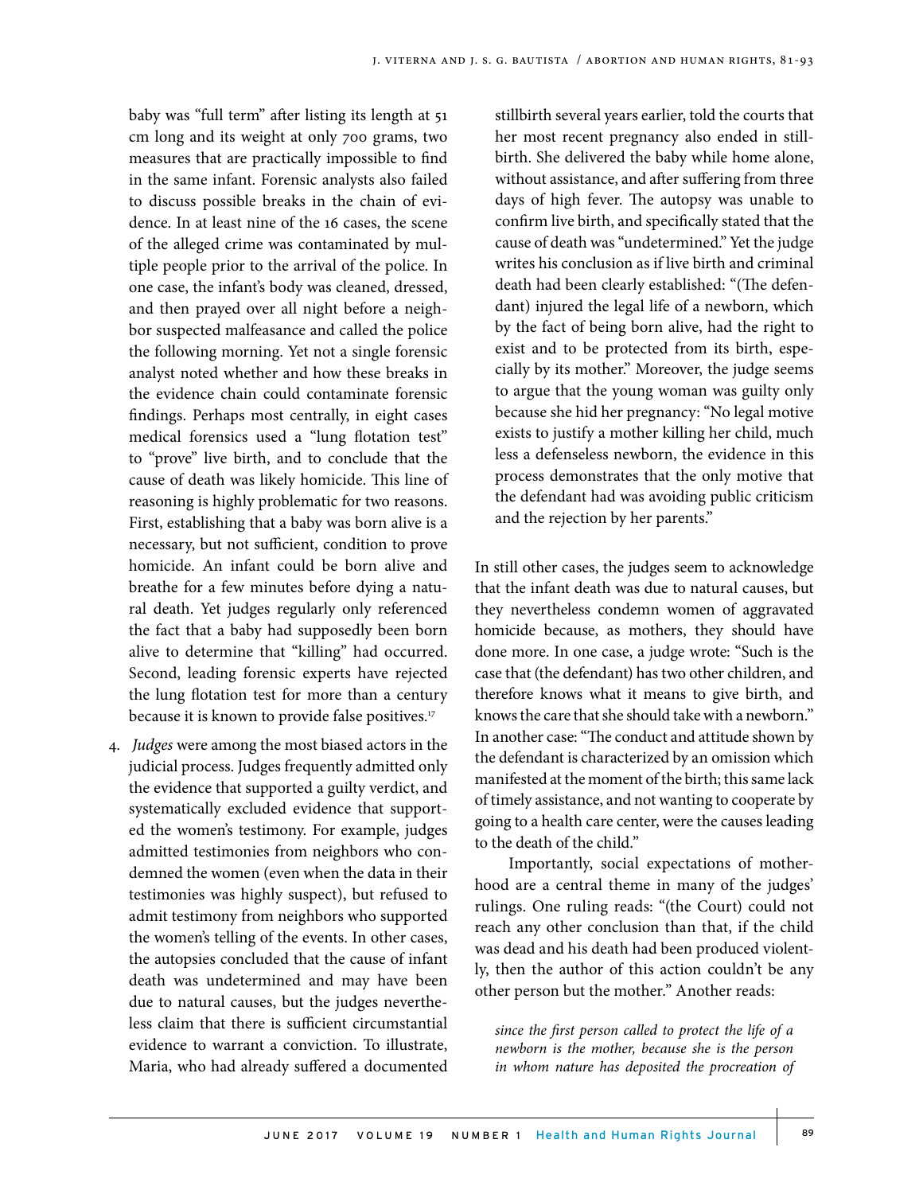baby was "full term" after listing its length at 51 cm long and its weight at only 700 grams, two measures that are practically impossible to find in the same infant. Forensic analysts also failed to discuss possible breaks in the chain of evidence. In at least nine of the 16 cases, the scene of the alleged crime was contaminated by multiple people prior to the arrival of the police. In one case, the infant's body was cleaned, dressed, and then prayed over all night before a neighbor suspected malfeasance and called the police the following morning. Yet not a single forensic analyst noted whether and how these breaks in the evidence chain could contaminate forensic findings. Perhaps most centrally, in eight cases medical forensics used a "lung flotation test" to "prove" live birth, and to conclude that the cause of death was likely homicide. This line of reasoning is highly problematic for two reasons. First, establishing that a baby was born alive is a necessary, but not sufficient, condition to prove homicide. An infant could be born alive and breathe for a few minutes before dying a natural death. Yet judges regularly only referenced the fact that a baby had supposedly been born alive to determine that "killing" had occurred. Second, leading forensic experts have rejected the lung flotation test for more than a century because it is known to provide false positives.[17]

4. *Judges* were among the most biased actors in the judicial process. Judges frequently admitted only the evidence that supported a guilty verdict, and systematically excluded evidence that supported the women's testimony. For example, judges admitted testimonies from neighbors who condemned the women (even when the data in their testimonies was highly suspect), but refused to admit testimony from neighbors who supported the women's telling of the events. In other cases, the autopsies concluded that the cause of infant death was undetermined and may have been due to natural causes, but the judges nevertheless claim that there is sufficient circumstantial evidence to warrant a conviction. To illustrate, Maria, who had already suffered a documented stillbirth several years earlier, told the courts that her most recent pregnancy also ended in stillbirth. She delivered the baby while home alone, without assistance, and after suffering from three days of high fever. The autopsy was unable to confirm live birth, and specifically stated that the cause of death was "undetermined." Yet the judge writes his conclusion as if live birth and criminal death had been clearly established: "(The defendant) injured the legal life of a newborn, which by the fact of being born alive, had the right to exist and to be protected from its birth, especially by its mother." Moreover, the judge seems to argue that the young woman was guilty only because she hid her pregnancy: "No legal motive exists to justify a mother killing her child, much less a defenseless newborn, the evidence in this process demonstrates that the only motive that the defendant had was avoiding public criticism and the rejection by her parents."

In still other cases, the judges seem to acknowledge that the infant death was due to natural causes, but they nevertheless condemn women of aggravated homicide because, as mothers, they should have done more. In one case, a judge wrote: "Such is the case that (the defendant) has two other children, and therefore knows what it means to give birth, and knows the care that she should take with a newborn." In another case: "The conduct and attitude shown by the defendant is characterized by an omission which manifested at the moment of the birth; this same lack of timely assistance, and not wanting to cooperate by going to a health care center, were the causes leading to the death of the child."

Importantly, social expectations of motherhood are a central theme in many of the judges' rulings. One ruling reads: "(the Court) could not reach any other conclusion than that, if the child was dead and his death had been produced violently, then the author of this action couldn't be any other person but the mother." Another reads:

> *since the first person called to protect the life of a newborn is the mother, because she is the person in whom nature has deposited the procreation of*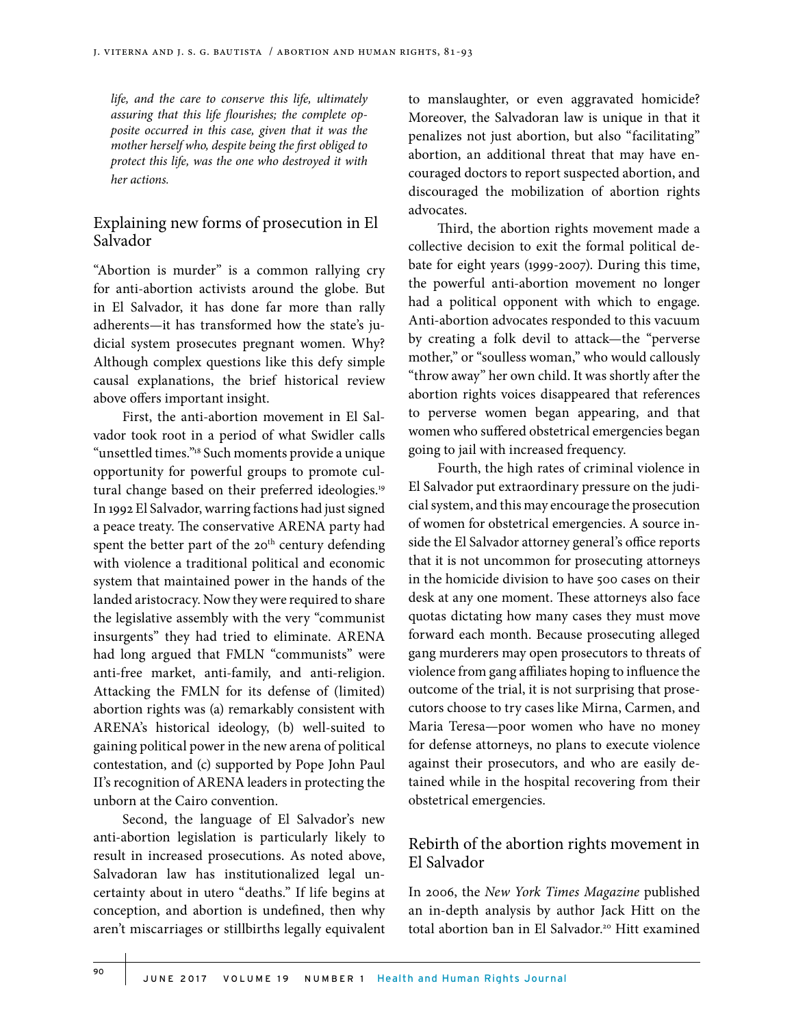*life, and the care to conserve this life, ultimately assuring that this life flourishes; the complete opposite occurred in this case, given that it was the mother herself who, despite being the first obliged to protect this life, was the one who destroyed it with her actions.*

## Explaining new forms of prosecution in El Salvador

"Abortion is murder" is a common rallying cry for anti-abortion activists around the globe. But in El Salvador, it has done far more than rally adherents—it has transformed how the state's judicial system prosecutes pregnant women. Why? Although complex questions like this defy simple causal explanations, the brief historical review above offers important insight.

First, the anti-abortion movement in El Salvador took root in a period of what Swidler calls "unsettled times."[18] Such moments provide a unique opportunity for powerful groups to promote cultural change based on their preferred ideologies.[19] In 1992 El Salvador, warring factions had just signed a peace treaty. The conservative ARENA party had spent the better part of the 20th century defending with violence a traditional political and economic system that maintained power in the hands of the landed aristocracy. Now they were required to share the legislative assembly with the very "communist insurgents" they had tried to eliminate. ARENA had long argued that FMLN "communists" were anti-free market, anti-family, and anti-religion. Attacking the FMLN for its defense of (limited) abortion rights was (a) remarkably consistent with ARENA's historical ideology, (b) well-suited to gaining political power in the new arena of political contestation, and (c) supported by Pope John Paul II's recognition of ARENA leaders in protecting the unborn at the Cairo convention.

Second, the language of El Salvador's new anti-abortion legislation is particularly likely to result in increased prosecutions. As noted above, Salvadoran law has institutionalized legal uncertainty about in utero "deaths." If life begins at conception, and abortion is undefined, then why aren't miscarriages or stillbirths legally equivalent to manslaughter, or even aggravated homicide? Moreover, the Salvadoran law is unique in that it penalizes not just abortion, but also "facilitating" abortion, an additional threat that may have encouraged doctors to report suspected abortion, and discouraged the mobilization of abortion rights advocates.

Third, the abortion rights movement made a collective decision to exit the formal political debate for eight years (1999-2007). During this time, the powerful anti-abortion movement no longer had a political opponent with which to engage. Anti-abortion advocates responded to this vacuum by creating a folk devil to attack—the "perverse mother," or "soulless woman," who would callously "throw away" her own child. It was shortly after the abortion rights voices disappeared that references to perverse women began appearing, and that women who suffered obstetrical emergencies began going to jail with increased frequency.

Fourth, the high rates of criminal violence in El Salvador put extraordinary pressure on the judicial system, and this may encourage the prosecution of women for obstetrical emergencies. A source inside the El Salvador attorney general's office reports that it is not uncommon for prosecuting attorneys in the homicide division to have 500 cases on their desk at any one moment. These attorneys also face quotas dictating how many cases they must move forward each month. Because prosecuting alleged gang murderers may open prosecutors to threats of violence from gang affiliates hoping to influence the outcome of the trial, it is not surprising that prosecutors choose to try cases like Mirna, Carmen, and Maria Teresa—poor women who have no money for defense attorneys, no plans to execute violence against their prosecutors, and who are easily detained while in the hospital recovering from their obstetrical emergencies.

## Rebirth of the abortion rights movement in El Salvador

In 2006, the *New York Times Magazine* published an in-depth analysis by author Jack Hitt on the total abortion ban in El Salvador.[20] Hitt examined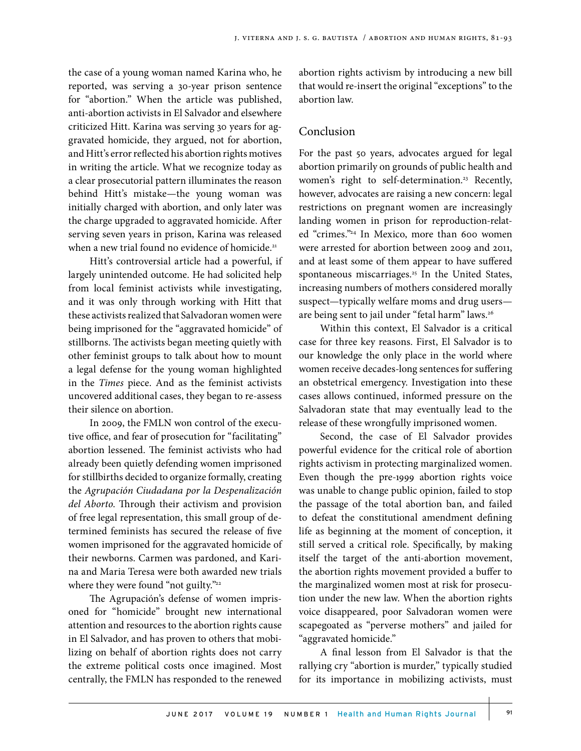the case of a young woman named Karina who, he reported, was serving a 30-year prison sentence for "abortion." When the article was published, anti-abortion activists in El Salvador and elsewhere criticized Hitt. Karina was serving 30 years for aggravated homicide, they argued, not for abortion, and Hitt's error reflected his abortion rights motives in writing the article. What we recognize today as a clear prosecutorial pattern illuminates the reason behind Hitt's mistake—the young woman was initially charged with abortion, and only later was the charge upgraded to aggravated homicide. After serving seven years in prison, Karina was released when a new trial found no evidence of homicide.[21]

Hitt's controversial article had a powerful, if largely unintended outcome. He had solicited help from local feminist activists while investigating, and it was only through working with Hitt that these activists realized that Salvadoran women were being imprisoned for the "aggravated homicide" of stillborns. The activists began meeting quietly with other feminist groups to talk about how to mount a legal defense for the young woman highlighted in the *Times* piece. And as the feminist activists uncovered additional cases, they began to re-assess their silence on abortion.

In 2009, the FMLN won control of the executive office, and fear of prosecution for "facilitating" abortion lessened. The feminist activists who had already been quietly defending women imprisoned for stillbirths decided to organize formally, creating the *Agrupación Ciudadana por la Despenalización del Aborto*. Through their activism and provision of free legal representation, this small group of determined feminists has secured the release of five women imprisoned for the aggravated homicide of their newborns. Carmen was pardoned, and Karina and Maria Teresa were both awarded new trials where they were found "not guilty."[22]

The Agrupación's defense of women imprisoned for "homicide" brought new international attention and resources to the abortion rights cause in El Salvador, and has proven to others that mobilizing on behalf of abortion rights does not carry the extreme political costs once imagined. Most centrally, the FMLN has responded to the renewed abortion rights activism by introducing a new bill that would re-insert the original "exceptions" to the abortion law.

## Conclusion

For the past 50 years, advocates argued for legal abortion primarily on grounds of public health and women's right to self-determination.[23] Recently, however, advocates are raising a new concern: legal restrictions on pregnant women are increasingly landing women in prison for reproduction-related "crimes."[24] In Mexico, more than 600 women were arrested for abortion between 2009 and 2011, and at least some of them appear to have suffered spontaneous miscarriages.[25] In the United States, increasing numbers of mothers considered morally suspect—typically welfare moms and drug users—are being sent to jail under "fetal harm" laws.[26]

Within this context, El Salvador is a critical case for three key reasons. First, El Salvador is to our knowledge the only place in the world where women receive decades-long sentences for suffering an obstetrical emergency. Investigation into these cases allows continued, informed pressure on the Salvadoran state that may eventually lead to the release of these wrongfully imprisoned women.

Second, the case of El Salvador provides powerful evidence for the critical role of abortion rights activism in protecting marginalized women. Even though the pre-1999 abortion rights voice was unable to change public opinion, failed to stop the passage of the total abortion ban, and failed to defeat the constitutional amendment defining life as beginning at the moment of conception, it still served a critical role. Specifically, by making itself the target of the anti-abortion movement, the abortion rights movement provided a buffer to the marginalized women most at risk for prosecution under the new law. When the abortion rights voice disappeared, poor Salvadoran women were scapegoated as "perverse mothers" and jailed for "aggravated homicide."

A final lesson from El Salvador is that the rallying cry "abortion is murder," typically studied for its importance in mobilizing activists, must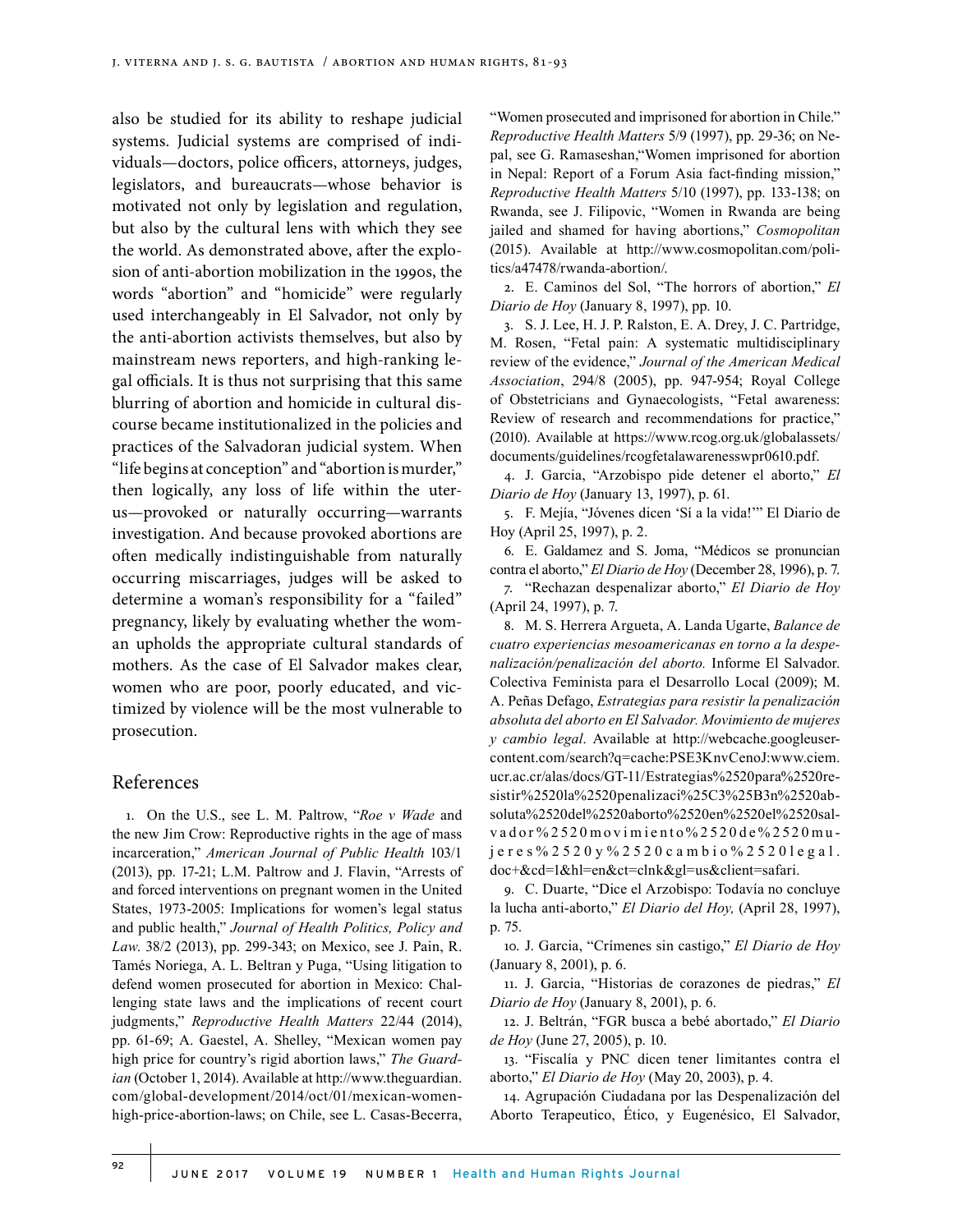also be studied for its ability to reshape judicial systems. Judicial systems are comprised of individuals—doctors, police officers, attorneys, judges, legislators, and bureaucrats—whose behavior is motivated not only by legislation and regulation, but also by the cultural lens with which they see the world. As demonstrated above, after the explosion of anti-abortion mobilization in the 1990s, the words "abortion" and "homicide" were regularly used interchangeably in El Salvador, not only by the anti-abortion activists themselves, but also by mainstream news reporters, and high-ranking legal officials. It is thus not surprising that this same blurring of abortion and homicide in cultural discourse became institutionalized in the policies and practices of the Salvadoran judicial system. When "life begins at conception" and "abortion is murder," then logically, any loss of life within the uterus—provoked or naturally occurring—warrants investigation. And because provoked abortions are often medically indistinguishable from naturally occurring miscarriages, judges will be asked to determine a woman's responsibility for a "failed" pregnancy, likely by evaluating whether the woman upholds the appropriate cultural standards of mothers. As the case of El Salvador makes clear, women who are poor, poorly educated, and victimized by violence will be the most vulnerable to prosecution.

## References

1. On the U.S., see L. M. Paltrow, "*Roe v Wade* and the new Jim Crow: Reproductive rights in the age of mass incarceration," *American Journal of Public Health* 103/1 (2013), pp. 17-21; L.M. Paltrow and J. Flavin, "Arrests of and forced interventions on pregnant women in the United States, 1973-2005: Implications for women's legal status and public health," *Journal of Health Politics, Policy and Law*. 38/2 (2013), pp. 299-343; on Mexico, see J. Pain, R. Tamés Noriega, A. L. Beltran y Puga, "Using litigation to defend women prosecuted for abortion in Mexico: Challenging state laws and the implications of recent court judgments," *Reproductive Health Matters* 22/44 (2014), pp. 61-69; A. Gaestel, A. Shelley, "Mexican women pay high price for country's rigid abortion laws," *The Guardian* (October 1, 2014). Available at http://www.theguardian.com/global-development/2014/oct/01/mexican-women-high-price-abortion-laws; on Chile, see L. Casas-Becerra, "Women prosecuted and imprisoned for abortion in Chile." *Reproductive Health Matters* 5/9 (1997), pp. 29-36; on Nepal, see G. Ramaseshan,"Women imprisoned for abortion in Nepal: Report of a Forum Asia fact-finding mission," *Reproductive Health Matters* 5/10 (1997), pp. 133-138; on Rwanda, see J. Filipovic, "Women in Rwanda are being jailed and shamed for having abortions," *Cosmopolitan* (2015). Available at http://www.cosmopolitan.com/politics/a47478/rwanda-abortion/.

2. E. Caminos del Sol, "The horrors of abortion," *El Diario de Hoy* (January 8, 1997), pp. 10.

3. S. J. Lee, H. J. P. Ralston, E. A. Drey, J. C. Partridge, M. Rosen, "Fetal pain: A systematic multidisciplinary review of the evidence," *Journal of the American Medical Association*, 294/8 (2005), pp. 947-954; Royal College of Obstetricians and Gynaecologists, "Fetal awareness: Review of research and recommendations for practice," (2010). Available at https://www.rcog.org.uk/globalassets/documents/guidelines/rcogfetalawarenesswpr0610.pdf.

4. J. Garcia, "Arzobispo pide detener el aborto," *El Diario de Hoy* (January 13, 1997), p. 61.

5. F. Mejía, "Jóvenes dicen 'Sí a la vida!'" El Diario de Hoy (April 25, 1997), p. 2.

6. E. Galdamez and S. Joma, "Médicos se pronuncian contra el aborto," *El Diario de Hoy* (December 28, 1996), p. 7.

7. "Rechazan despenalizar aborto," *El Diario de Hoy* (April 24, 1997), p. 7.

8. M. S. Herrera Argueta, A. Landa Ugarte, *Balance de cuatro experiencias mesoamericanas en torno a la despenalización/penalización del aborto.* Informe El Salvador. Colectiva Feminista para el Desarrollo Local (2009); M. A. Peñas Defago, *Estrategias para resistir la penalización absoluta del aborto en El Salvador. Movimiento de mujeres y cambio legal*. Available at http://webcache.googleusercontent.com/search?q=cache:PSE3KnvCenoJ:www.ciem.ucr.ac.cr/alas/docs/GT-11/Estrategias%2520para%2520resistir%2520la%2520penalizaci%25C3%25B3n%2520absoluta%2520del%2520aborto%2520en%2520el%2520salvador%2520movimiento%2520de%2520mujeres%2520y%2520cambio%2520legal.doc+&cd=1&hl=en&ct=clnk&gl=us&client=safari.

9. C. Duarte, "Dice el Arzobispo: Todavía no concluye la lucha anti-aborto," *El Diario del Hoy,* (April 28, 1997), p. 75.

10. J. Garcia, "Crímenes sin castigo," *El Diario de Hoy* (January 8, 2001), p. 6.

11. J. Garcia, "Historias de corazones de piedras," *El Diario de Hoy* (January 8, 2001), p. 6.

12. J. Beltrán, "FGR busca a bebé abortado," *El Diario de Hoy* (June 27, 2005), p. 10.

13. "Fiscalía y PNC dicen tener limitantes contra el aborto," *El Diario de Hoy* (May 20, 2003), p. 4.

14. Agrupación Ciudadana por las Despenalización del Aborto Terapeutico, Ético, y Eugenésico, El Salvador,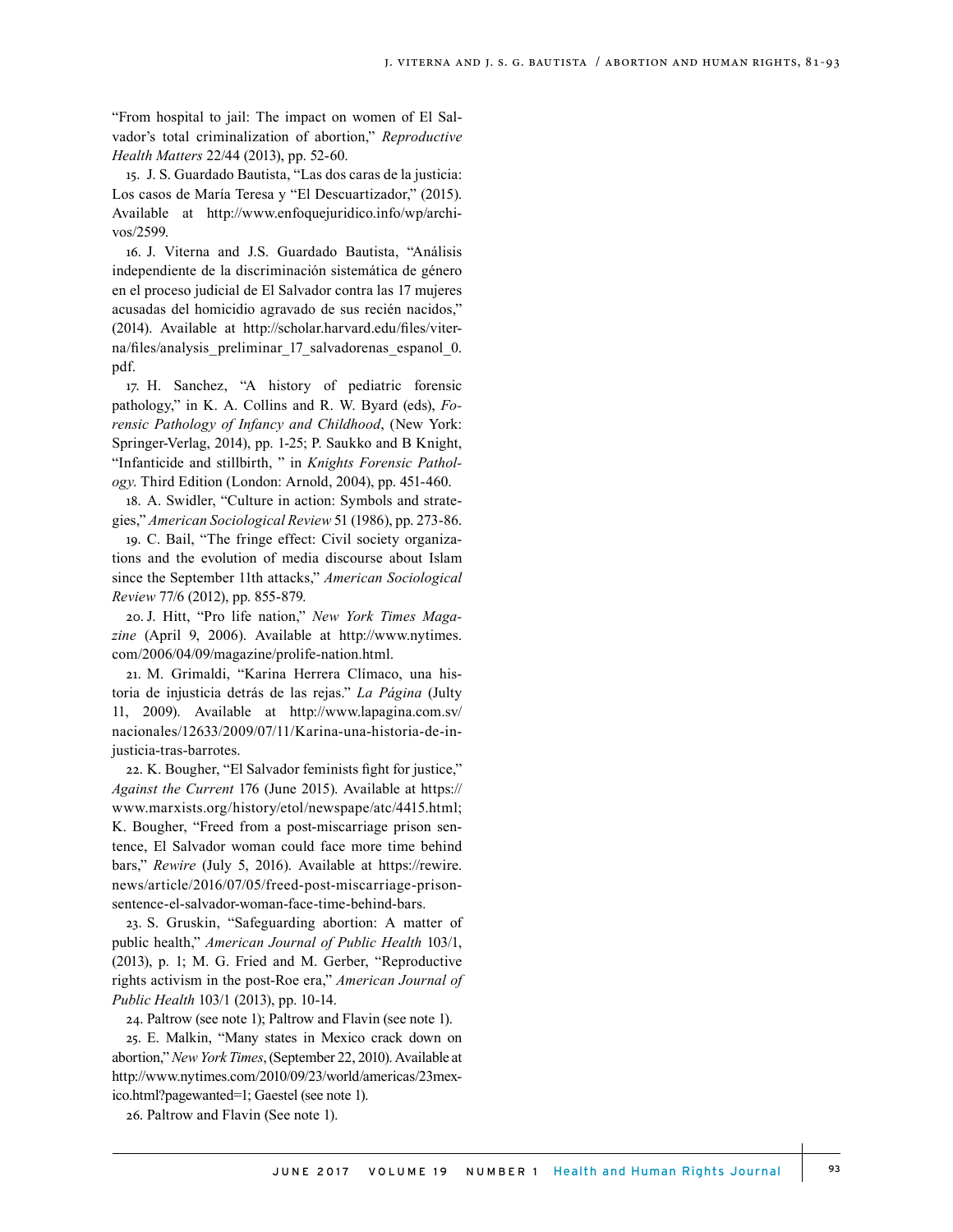"From hospital to jail: The impact on women of El Salvador's total criminalization of abortion," *Reproductive Health Matters* 22/44 (2013), pp. 52-60.

15. J. S. Guardado Bautista, "Las dos caras de la justicia: Los casos de María Teresa y "El Descuartizador," (2015). Available at http://www.enfoquejuridico.info/wp/archivos/2599.

16. J. Viterna and J.S. Guardado Bautista, "Análisis independiente de la discriminación sistemática de género en el proceso judicial de El Salvador contra las 17 mujeres acusadas del homicidio agravado de sus recién nacidos," (2014). Available at http://scholar.harvard.edu/files/viterna/files/analysis_preliminar_17_salvadorenas_espanol_0.pdf.

17. H. Sanchez, "A history of pediatric forensic pathology," in K. A. Collins and R. W. Byard (eds), *Forensic Pathology of Infancy and Childhood*, (New York: Springer-Verlag, 2014), pp. 1-25; P. Saukko and B Knight, "Infanticide and stillbirth, " in *Knights Forensic Pathology.* Third Edition (London: Arnold, 2004), pp. 451-460.

18. A. Swidler, "Culture in action: Symbols and strategies," *American Sociological Review* 51 (1986), pp. 273-86.

19. C. Bail, "The fringe effect: Civil society organizations and the evolution of media discourse about Islam since the September 11th attacks," *American Sociological Review* 77/6 (2012), pp. 855-879.

20. J. Hitt, "Pro life nation," *New York Times Magazine* (April 9, 2006). Available at http://www.nytimes.com/2006/04/09/magazine/prolife-nation.html.

21. M. Grimaldi, "Karina Herrera Clímaco, una historia de injusticia detrás de las rejas." *La Página* (Julty 11, 2009). Available at http://www.lapagina.com.sv/nacionales/12633/2009/07/11/Karina-una-historia-de-injusticia-tras-barrotes.

22. K. Bougher, "El Salvador feminists fight for justice," *Against the Current* 176 (June 2015). Available at https://www.marxists.org/history/etol/newspape/atc/4415.html; K. Bougher, "Freed from a post-miscarriage prison sentence, El Salvador woman could face more time behind bars," *Rewire* (July 5, 2016). Available at https://rewire.news/article/2016/07/05/freed-post-miscarriage-prison-sentence-el-salvador-woman-face-time-behind-bars.

23. S. Gruskin, "Safeguarding abortion: A matter of public health," *American Journal of Public Health* 103/1, (2013), p. 1; M. G. Fried and M. Gerber, "Reproductive rights activism in the post-Roe era," *American Journal of Public Health* 103/1 (2013), pp. 10-14.

24. Paltrow (see note 1); Paltrow and Flavin (see note 1).

25. E. Malkin, "Many states in Mexico crack down on abortion," *New York Times*, (September 22, 2010). Available at http://www.nytimes.com/2010/09/23/world/americas/23mexico.html?pagewanted=1; Gaestel (see note 1).

26. Paltrow and Flavin (See note 1).